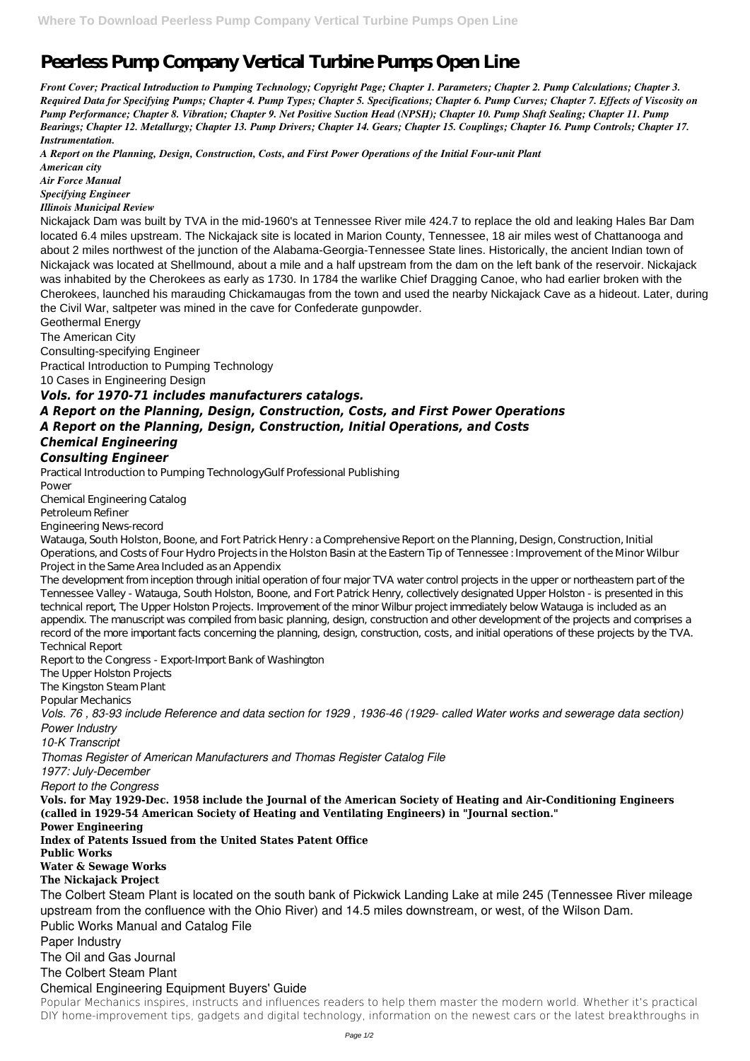# Peerless Pump Company Vertical Turbine Pumps Open Line

*Front Cover; Practical Introduction to Pumping Technology; Copyright Page; Chapter 1. Parameters; Chapter 2. Pump Calculations; Chapter 3. Required Data for Specifying Pumps; Chapter 4. Pump Types; Chapter 5. Specifications; Chapter 6. Pump Curves; Chapter 7. Effects of Viscosity on Pump Performance; Chapter 8. Vibration; Chapter 9. Net Positive Suction Head (NPSH); Chapter 10. Pump Shaft Sealing; Chapter 11. Pump Bearings; Chapter 12. Metallurgy; Chapter 13. Pump Drivers; Chapter 14. Gears; Chapter 15. Couplings; Chapter 16. Pump Controls; Chapter 17. Instrumentation.*

*A Report on the Planning, Design, Construction, Costs, and First Power Operations of the Initial Four-unit Plant*

*American city*

*Air Force Manual*

*Specifying Engineer*

*Illinois Municipal Review*

Nickajack Dam was built by TVA in the mid-1960's at Tennessee River mile 424.7 to replace the old and leaking Hales Bar Dam located 6.4 miles upstream. The Nickajack site is located in Marion County, Tennessee, 18 air miles west of Chattanooga and about 2 miles northwest of the junction of the Alabama-Georgia-Tennessee State lines. Historically, the ancient Indian town of Nickajack was located at Shellmound, about a mile and a half upstream from the dam on the left bank of the reservoir. Nickajack was inhabited by the Cherokees as early as 1730. In 1784 the warlike Chief Dragging Canoe, who had earlier broken with the Cherokees, launched his marauding Chickamaugas from the town and used the nearby Nickajack Cave as a hideout. Later, during the Civil War, saltpeter was mined in the cave for Confederate gunpowder.

Geothermal Energy

The American City

Consulting-specifying Engineer

Practical Introduction to Pumping Technology

10 Cases in Engineering Design

***Vols. for 1970-71 includes manufacturers catalogs.***

***A Report on the Planning, Design, Construction, Costs, and First Power Operations***

***A Report on the Planning, Design, Construction, Initial Operations, and Costs***

***Chemical Engineering***

***Consulting Engineer***

Practical Introduction to Pumping TechnologyGulf Professional Publishing

Power

Chemical Engineering Catalog

Petroleum Refiner

Engineering News-record

Watauga, South Holston, Boone, and Fort Patrick Henry : a Comprehensive Report on the Planning, Design, Construction, Initial Operations, and Costs of Four Hydro Projects in the Holston Basin at the Eastern Tip of Tennessee : Improvement of the Minor Wilbur Project in the Same Area Included as an Appendix

The development from inception through initial operation of four major TVA water control projects in the upper or northeastern part of the Tennessee Valley - Watauga, South Holston, Boone, and Fort Patrick Henry, collectively designated Upper Holston - is presented in this technical report, The Upper Holston Projects. Improvement of the minor Wilbur project immediately below Watauga is included as an appendix. The manuscript was compiled from basic planning, design, construction and other development of the projects and comprises a record of the more important facts concerning the planning, design, construction, costs, and initial operations of these projects by the TVA.

Technical Report

Report to the Congress - Export-Import Bank of Washington

The Upper Holston Projects

The Kingston Steam Plant

Popular Mechanics

*Vols. 76 , 83-93 include Reference and data section for 1929 , 1936-46 (1929- called Water works and sewerage data section)*

*Power Industry*

*10-K Transcript*

*Thomas Register of American Manufacturers and Thomas Register Catalog File*

*1977: July-December*

*Report to the Congress*

**Vols. for May 1929-Dec. 1958 include the Journal of the American Society of Heating and Air-Conditioning Engineers (called in 1929-54 American Society of Heating and Ventilating Engineers) in "Journal section."**

**Power Engineering**

**Index of Patents Issued from the United States Patent Office**

**Public Works**

**Water & Sewage Works**

**The Nickajack Project**

The Colbert Steam Plant is located on the south bank of Pickwick Landing Lake at mile 245 (Tennessee River mileage upstream from the confluence with the Ohio River) and 14.5 miles downstream, or west, of the Wilson Dam.

Public Works Manual and Catalog File

Paper Industry

The Oil and Gas Journal

The Colbert Steam Plant

Chemical Engineering Equipment Buyers' Guide

Popular Mechanics inspires, instructs and influences readers to help them master the modern world. Whether it's practical DIY home-improvement tips, gadgets and digital technology, information on the newest cars or the latest breakthroughs in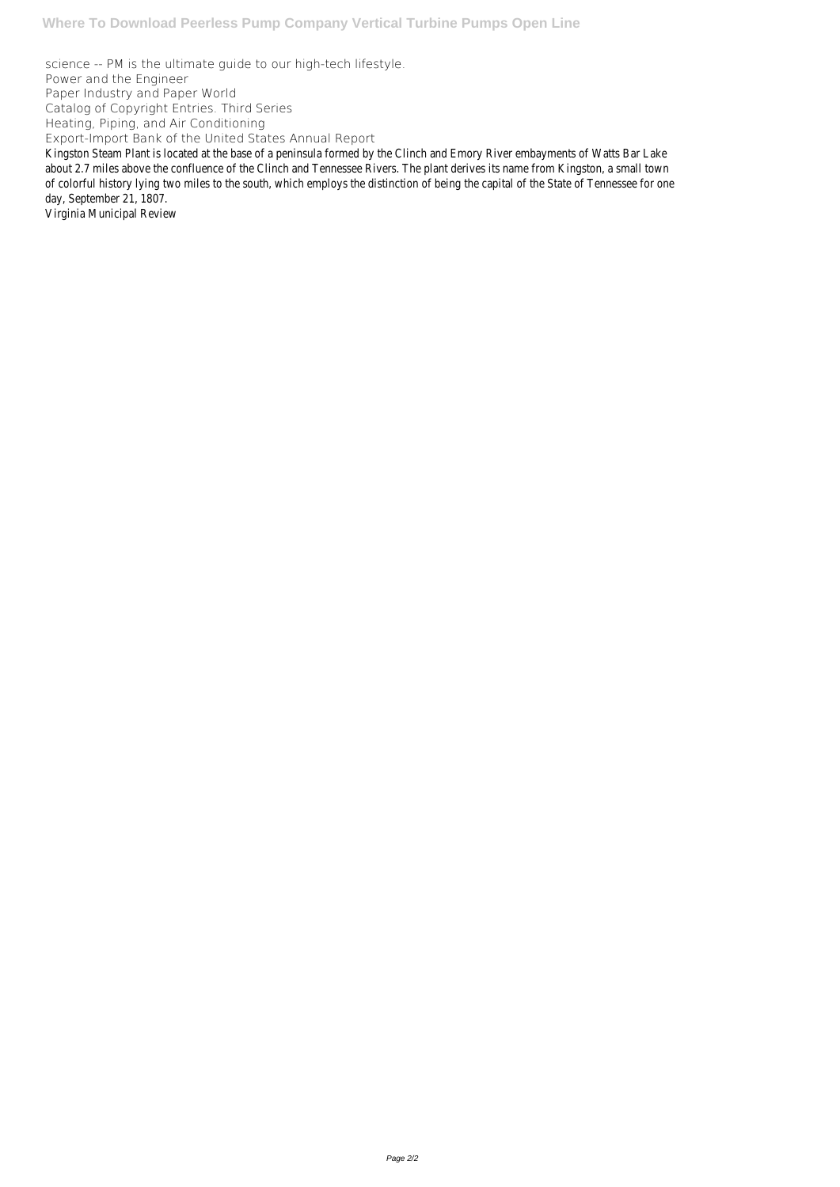science -- PM is the ultimate guide to our high-tech lifestyle.

Power and the Engineer

Paper Industry and Paper World

Catalog of Copyright Entries. Third Series

Heating, Piping, and Air Conditioning

Export-Import Bank of the United States Annual Report

Kingston Steam Plant is located at the base of a peninsula formed by the Clinch and Emory River embayments of Watts Bar Lake about 2.7 miles above the confluence of the Clinch and Tennessee Rivers. The plant derives its name from Kingston, a small town of colorful history lying two miles to the south, which employs the distinction of being the capital of the State of Tennessee for one day, September 21, 1807.

Virginia Municipal Review